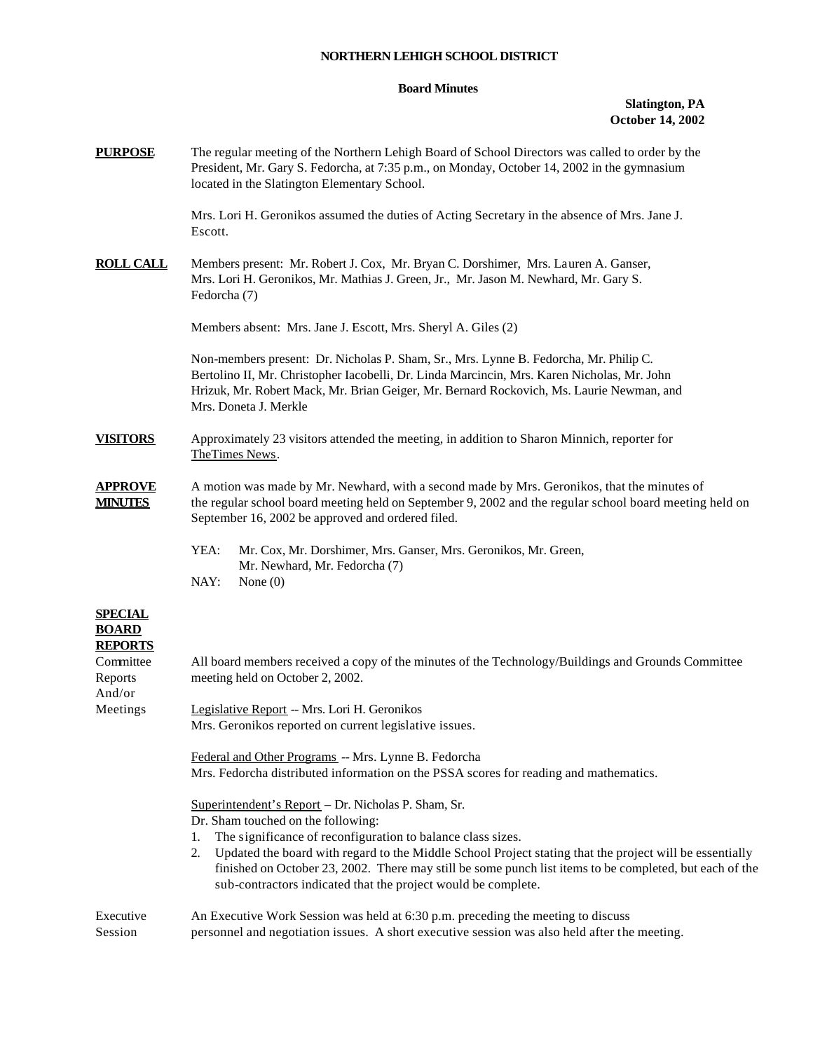**NORTHERN LEHIGH SCHOOL DISTRICT**

**Board Minutes**

**Slatington, PA**
**October 14, 2002**

**PURPOSE**

The regular meeting of the Northern Lehigh Board of School Directors was called to order by the President, Mr. Gary S. Fedorcha, at 7:35 p.m., on Monday, October 14, 2002 in the gymnasium located in the Slatington Elementary School.

Mrs. Lori H. Geronikos assumed the duties of Acting Secretary in the absence of Mrs. Jane J. Escott.

**ROLL CALL**

Members present: Mr. Robert J. Cox, Mr. Bryan C. Dorshimer, Mrs. Lauren A. Ganser, Mrs. Lori H. Geronikos, Mr. Mathias J. Green, Jr., Mr. Jason M. Newhard, Mr. Gary S. Fedorcha (7)

Members absent: Mrs. Jane J. Escott, Mrs. Sheryl A. Giles (2)

Non-members present: Dr. Nicholas P. Sham, Sr., Mrs. Lynne B. Fedorcha, Mr. Philip C. Bertolino II, Mr. Christopher Iacobelli, Dr. Linda Marcincin, Mrs. Karen Nicholas, Mr. John Hrizuk, Mr. Robert Mack, Mr. Brian Geiger, Mr. Bernard Rockovich, Ms. Laurie Newman, and Mrs. Doneta J. Merkle

**VISITORS**

Approximately 23 visitors attended the meeting, in addition to Sharon Minnich, reporter for TheTimes News.

**APPROVE MINUTES**

A motion was made by Mr. Newhard, with a second made by Mrs. Geronikos, that the minutes of the regular school board meeting held on September 9, 2002 and the regular school board meeting held on September 16, 2002 be approved and ordered filed.

YEA: Mr. Cox, Mr. Dorshimer, Mrs. Ganser, Mrs. Geronikos, Mr. Green, Mr. Newhard, Mr. Fedorcha (7)
NAY: None (0)

**SPECIAL BOARD REPORTS**

Committee Reports And/or Meetings

All board members received a copy of the minutes of the Technology/Buildings and Grounds Committee meeting held on October 2, 2002.

Legislative Report -- Mrs. Lori H. Geronikos
Mrs. Geronikos reported on current legislative issues.

Federal and Other Programs -- Mrs. Lynne B. Fedorcha
Mrs. Fedorcha distributed information on the PSSA scores for reading and mathematics.

Superintendent's Report – Dr. Nicholas P. Sham, Sr.
Dr. Sham touched on the following:

1. The significance of reconfiguration to balance class sizes.
2. Updated the board with regard to the Middle School Project stating that the project will be essentially finished on October 23, 2002. There may still be some punch list items to be completed, but each of the sub-contractors indicated that the project would be complete.

Executive Session

An Executive Work Session was held at 6:30 p.m. preceding the meeting to discuss personnel and negotiation issues. A short executive session was also held after the meeting.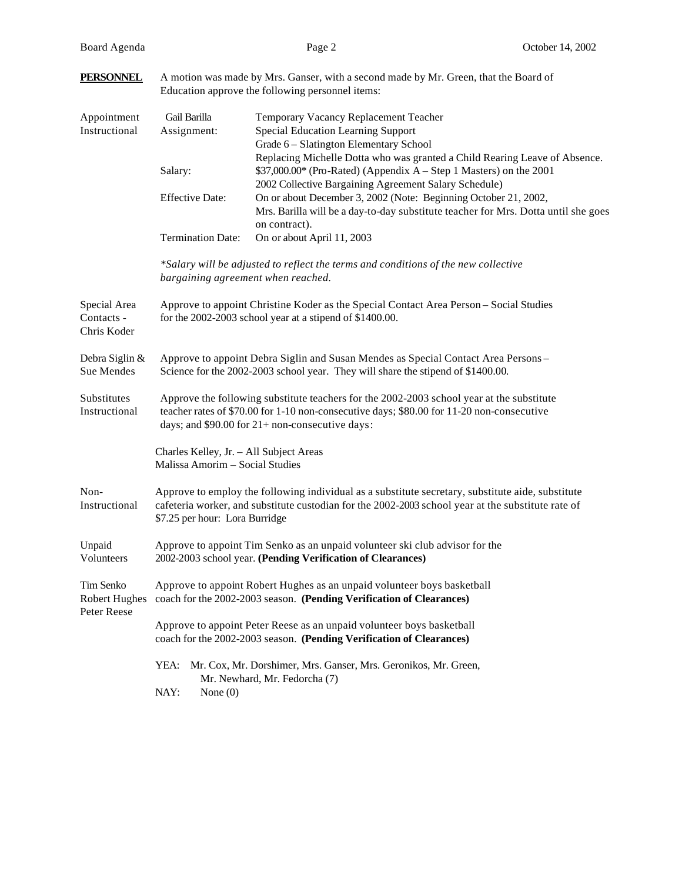**PERSONNEL** A motion was made by Mrs. Ganser, with a second made by Mr. Green, that the Board of Education approve the following personnel items:

**Appointment Instructional**

| | | |
|---|---|---|
| | Gail Barilla | Temporary Vacancy Replacement Teacher |
| | Assignment: | Special Education Learning Support<br>Grade 6 – Slatington Elementary School<br>Replacing Michelle Dotta who was granted a Child Rearing Leave of Absence. |
| | Salary: | $37,000.00* (Pro-Rated) (Appendix A – Step 1 Masters) on the 2001 2002 Collective Bargaining Agreement Salary Schedule) |
| | Effective Date: | On or about December 3, 2002 (Note: Beginning October 21, 2002, Mrs. Barilla will be a day-to-day substitute teacher for Mrs. Dotta until she goes on contract). |
| | Termination Date: | On or about April 11, 2003 |

*\*Salary will be adjusted to reflect the terms and conditions of the new collective bargaining agreement when reached.*

**Special Area Contacts - Chris Koder**

Approve to appoint Christine Koder as the Special Contact Area Person – Social Studies for the 2002-2003 school year at a stipend of $1400.00.

**Debra Siglin & Sue Mendes**

Approve to appoint Debra Siglin and Susan Mendes as Special Contact Area Persons – Science for the 2002-2003 school year. They will share the stipend of $1400.00.

**Substitutes Instructional**

Approve the following substitute teachers for the 2002-2003 school year at the substitute teacher rates of $70.00 for 1-10 non-consecutive days; $80.00 for 11-20 non-consecutive days; and $90.00 for 21+ non-consecutive days:

Charles Kelley, Jr. – All Subject Areas
Malissa Amorim – Social Studies

**Non-Instructional**

Approve to employ the following individual as a substitute secretary, substitute aide, substitute cafeteria worker, and substitute custodian for the 2002-2003 school year at the substitute rate of $7.25 per hour: Lora Burridge

**Unpaid Volunteers**

Approve to appoint Tim Senko as an unpaid volunteer ski club advisor for the 2002-2003 school year. **(Pending Verification of Clearances)**

**Tim Senko, Robert Hughes, Peter Reese**

Approve to appoint Robert Hughes as an unpaid volunteer boys basketball coach for the 2002-2003 season. **(Pending Verification of Clearances)**

Approve to appoint Peter Reese as an unpaid volunteer boys basketball coach for the 2002-2003 season. **(Pending Verification of Clearances)**

YEA: Mr. Cox, Mr. Dorshimer, Mrs. Ganser, Mrs. Geronikos, Mr. Green, Mr. Newhard, Mr. Fedorcha (7)
NAY: None (0)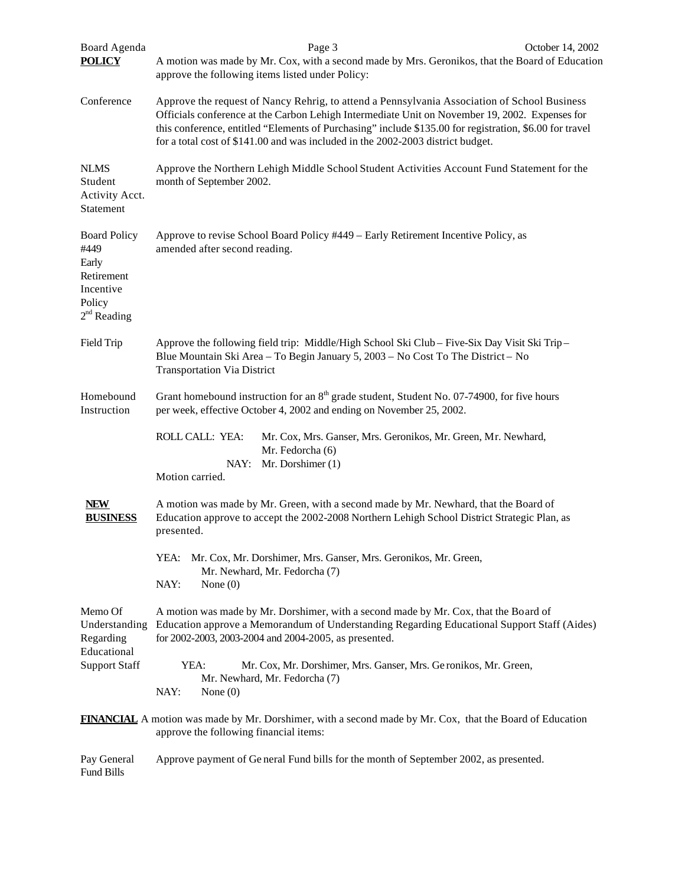**POLICY** A motion was made by Mr. Cox, with a second made by Mrs. Geronikos, that the Board of Education approve the following items listed under Policy:

Conference — Approve the request of Nancy Rehrig, to attend a Pennsylvania Association of School Business Officials conference at the Carbon Lehigh Intermediate Unit on November 19, 2002. Expenses for this conference, entitled "Elements of Purchasing" include $135.00 for registration, $6.00 for travel for a total cost of $141.00 and was included in the 2002-2003 district budget.

NLMS Student Activity Acct. Statement — Approve the Northern Lehigh Middle School Student Activities Account Fund Statement for the month of September 2002.

Board Policy #449 Early Retirement Incentive Policy 2nd Reading — Approve to revise School Board Policy #449 – Early Retirement Incentive Policy, as amended after second reading.

Field Trip — Approve the following field trip: Middle/High School Ski Club – Five-Six Day Visit Ski Trip – Blue Mountain Ski Area – To Begin January 5, 2003 – No Cost To The District – No Transportation Via District

Homebound Instruction — Grant homebound instruction for an 8th grade student, Student No. 07-74900, for five hours per week, effective October 4, 2002 and ending on November 25, 2002.

ROLL CALL: YEA: Mr. Cox, Mrs. Ganser, Mrs. Geronikos, Mr. Green, Mr. Newhard, Mr. Fedorcha (6)
NAY: Mr. Dorshimer (1)

Motion carried.

**NEW BUSINESS** A motion was made by Mr. Green, with a second made by Mr. Newhard, that the Board of Education approve to accept the 2002-2008 Northern Lehigh School District Strategic Plan, as presented.

YEA: Mr. Cox, Mr. Dorshimer, Mrs. Ganser, Mrs. Geronikos, Mr. Green, Mr. Newhard, Mr. Fedorcha (7)
NAY: None (0)

Memo Of Understanding Regarding Educational Support Staff — A motion was made by Mr. Dorshimer, with a second made by Mr. Cox, that the Board of Education approve a Memorandum of Understanding Regarding Educational Support Staff (Aides) for 2002-2003, 2003-2004 and 2004-2005, as presented.

YEA: Mr. Cox, Mr. Dorshimer, Mrs. Ganser, Mrs. Geronikos, Mr. Green, Mr. Newhard, Mr. Fedorcha (7)
NAY: None (0)

**FINANCIAL** A motion was made by Mr. Dorshimer, with a second made by Mr. Cox, that the Board of Education approve the following financial items:

Pay General Fund Bills — Approve payment of General Fund bills for the month of September 2002, as presented.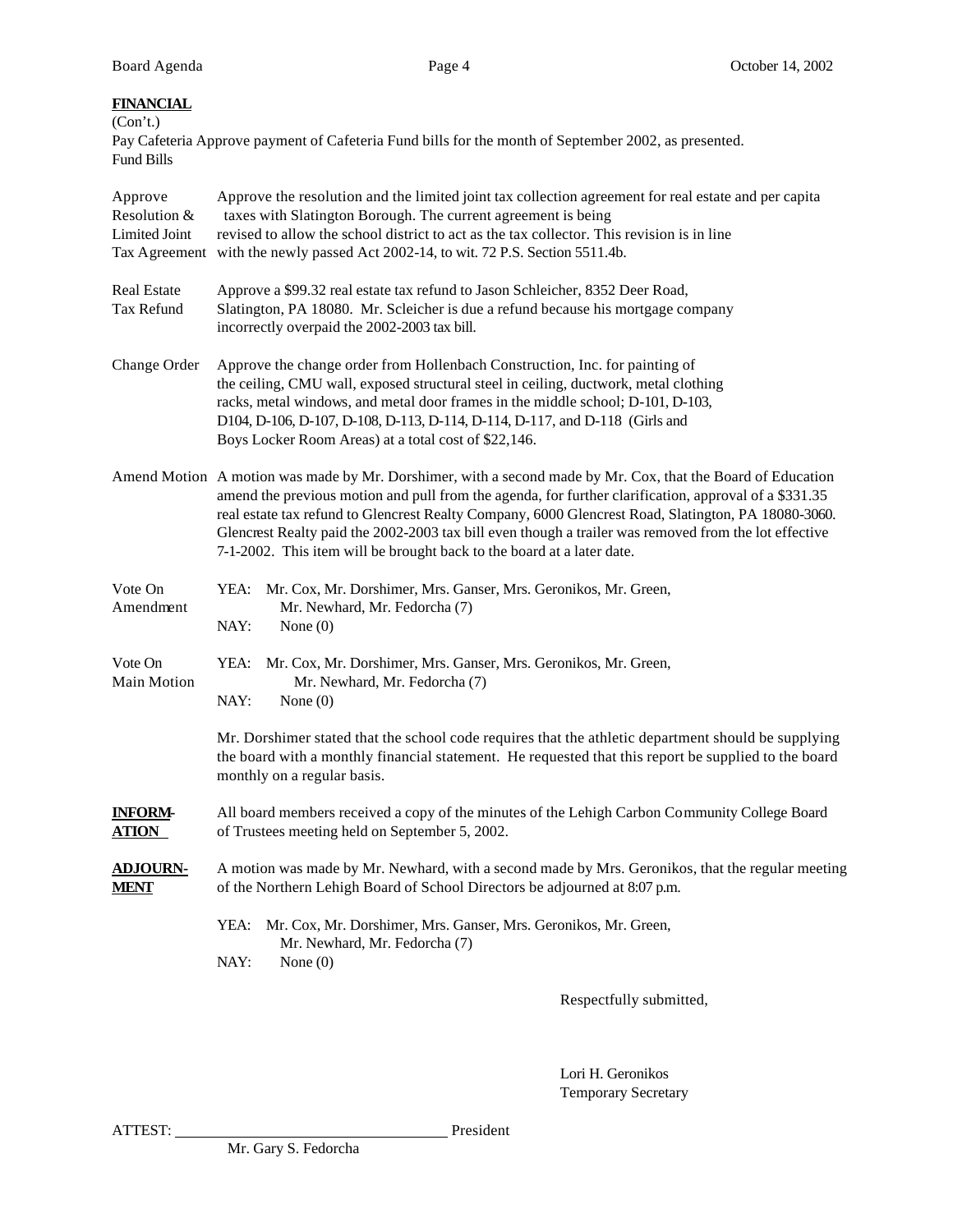**FINANCIAL**
(Con't.)

Pay Cafeteria Fund Bills — Approve payment of Cafeteria Fund bills for the month of September 2002, as presented.

Approve Resolution & Limited Joint Tax Agreement — Approve the resolution and the limited joint tax collection agreement for real estate and per capita taxes with Slatington Borough. The current agreement is being revised to allow the school district to act as the tax collector. This revision is in line with the newly passed Act 2002-14, to wit. 72 P.S. Section 5511.4b.

Real Estate Tax Refund — Approve a $99.32 real estate tax refund to Jason Schleicher, 8352 Deer Road, Slatington, PA 18080. Mr. Scleicher is due a refund because his mortgage company incorrectly overpaid the 2002-2003 tax bill.

Change Order — Approve the change order from Hollenbach Construction, Inc. for painting of the ceiling, CMU wall, exposed structural steel in ceiling, ductwork, metal clothing racks, metal windows, and metal door frames in the middle school; D-101, D-103, D104, D-106, D-107, D-108, D-113, D-114, D-114, D-117, and D-118 (Girls and Boys Locker Room Areas) at a total cost of $22,146.

Amend Motion — A motion was made by Mr. Dorshimer, with a second made by Mr. Cox, that the Board of Education amend the previous motion and pull from the agenda, for further clarification, approval of a $331.35 real estate tax refund to Glencrest Realty Company, 6000 Glencrest Road, Slatington, PA 18080-3060. Glencrest Realty paid the 2002-2003 tax bill even though a trailer was removed from the lot effective 7-1-2002. This item will be brought back to the board at a later date.

Vote On Amendment
YEA: Mr. Cox, Mr. Dorshimer, Mrs. Ganser, Mrs. Geronikos, Mr. Green, Mr. Newhard, Mr. Fedorcha (7)
NAY: None (0)

Vote On Main Motion
YEA: Mr. Cox, Mr. Dorshimer, Mrs. Ganser, Mrs. Geronikos, Mr. Green, Mr. Newhard, Mr. Fedorcha (7)
NAY: None (0)

Mr. Dorshimer stated that the school code requires that the athletic department should be supplying the board with a monthly financial statement. He requested that this report be supplied to the board monthly on a regular basis.

**INFORMATION** — All board members received a copy of the minutes of the Lehigh Carbon Community College Board of Trustees meeting held on September 5, 2002.

**ADJOURNMENT** — A motion was made by Mr. Newhard, with a second made by Mrs. Geronikos, that the regular meeting of the Northern Lehigh Board of School Directors be adjourned at 8:07 p.m.

YEA: Mr. Cox, Mr. Dorshimer, Mrs. Ganser, Mrs. Geronikos, Mr. Green, Mr. Newhard, Mr. Fedorcha (7)
NAY: None (0)

Respectfully submitted,

Lori H. Geronikos
Temporary Secretary

ATTEST: ______________________________ President
Mr. Gary S. Fedorcha